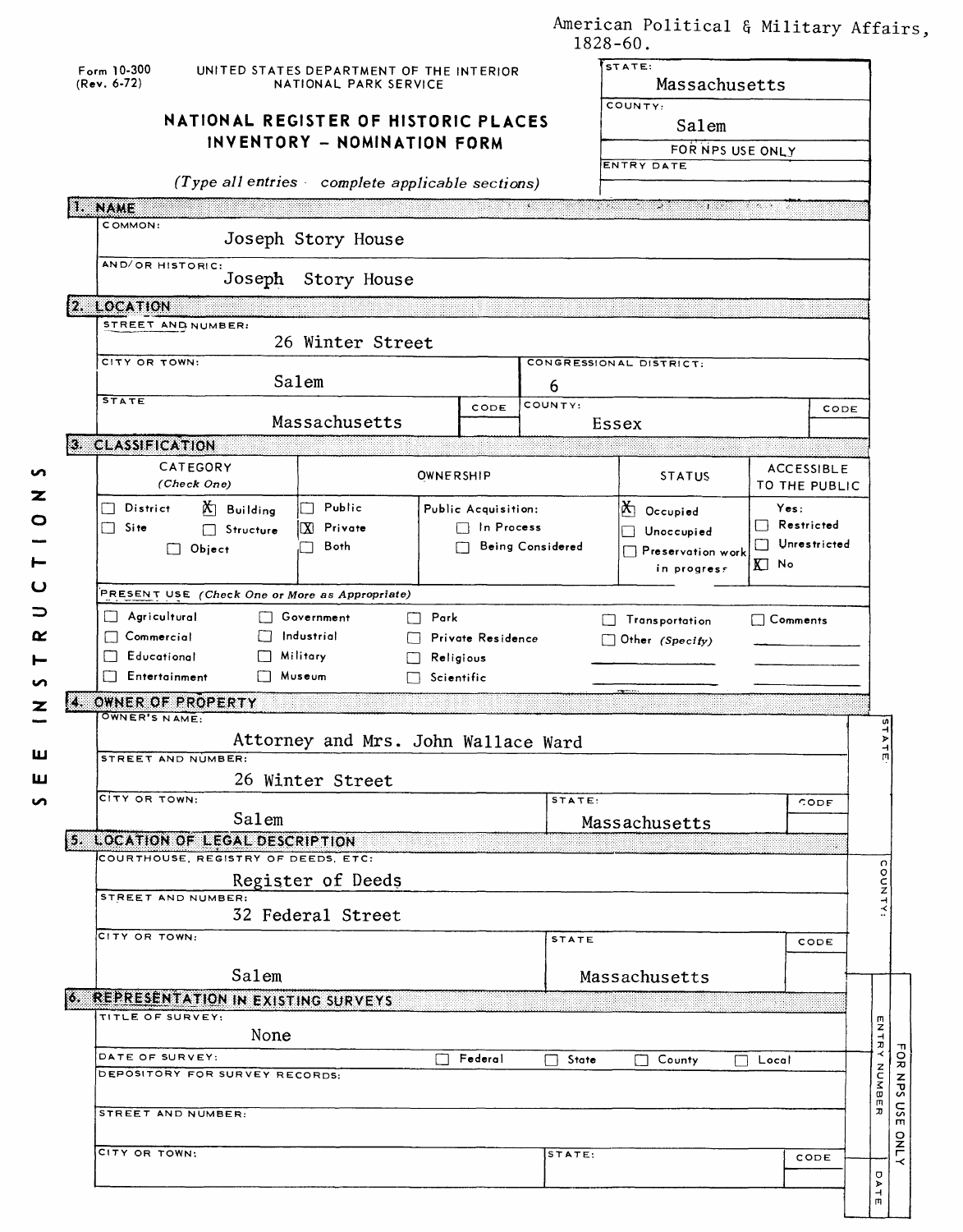American Political & Military Affairs, 1828-60.

Form 10-300 (Rev. 6-72)

UNITED STATES DEPARTMENT OF THE INTERIOR
NATIONAL PARK SERVICE

# NATIONAL REGISTER OF HISTORIC PLACES INVENTORY - NOMINATION FORM

*(Type all entries complete applicable sections)*

| STATE: | Massachusetts |
|---|---|
| COUNTY: | Salem |
| FOR NPS USE ONLY | |
| ENTRY DATE | |

SEE INSTRUCTIONS

## 1. NAME

COMMON: Joseph Story House

AND/OR HISTORIC: Joseph Story House

## 2. LOCATION

STREET AND NUMBER: 26 Winter Street

CITY OR TOWN: Salem

CONGRESSIONAL DISTRICT: 6

STATE: Massachusetts | CODE:

COUNTY: Essex | CODE:

## 3. CLASSIFICATION

| CATEGORY (Check One) | OWNERSHIP | | STATUS | ACCESSIBLE TO THE PUBLIC |
|---|---|---|---|---|
| ☐ District | ☐ Public | Public Acquisition: | ☒ Occupied | Yes: |
| ☐ Site | ☒ Private | ☐ In Process | ☐ Unoccupied | ☐ Restricted |
| ☐ Object | ☐ Both | ☐ Being Considered | ☐ Preservation work in progress | ☐ Unrestricted |
| ☒ Building | | | | ☒ No |
| ☐ Structure | | | | |

PRESENT USE *(Check One or More as Appropriate)*

| | | | | |
|---|---|---|---|---|
| ☐ Agricultural | ☐ Government | ☐ Park | ☐ Transportation | ☐ Comments |
| ☐ Commercial | ☐ Industrial | ☐ Private Residence | ☐ Other *(Specify)* | |
| ☐ Educational | ☐ Military | ☐ Religious | | |
| ☐ Entertainment | ☐ Museum | ☐ Scientific | | |

## 4. OWNER OF PROPERTY

OWNER'S NAME: Attorney and Mrs. John Wallace Ward

STREET AND NUMBER: 26 Winter Street

CITY OR TOWN: Salem

STATE: Massachusetts | CODE:

## 5. LOCATION OF LEGAL DESCRIPTION

COURTHOUSE, REGISTRY OF DEEDS, ETC: Register of Deeds

STREET AND NUMBER: 32 Federal Street

CITY OR TOWN: Salem

STATE: Massachusetts | CODE:

## 6. REPRESENTATION IN EXISTING SURVEYS

TITLE OF SURVEY: None

DATE OF SURVEY: ☐ Federal ☐ State ☐ County ☐ Local

DEPOSITORY FOR SURVEY RECORDS:

STREET AND NUMBER:

CITY OR TOWN:

STATE: | CODE:

FOR NPS USE ONLY — STATE: COUNTY: ENTRY NUMBER: DATE: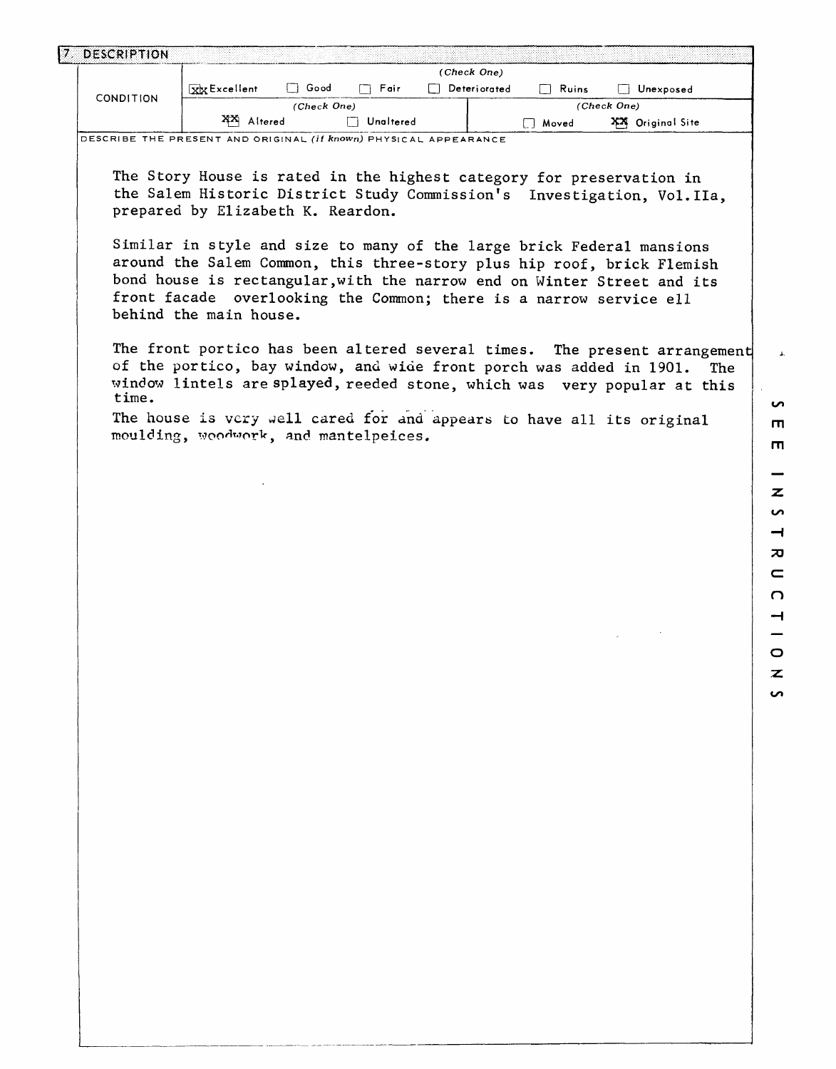## 7. DESCRIPTION

| CONDITION | (Check One) | | | | | |
|---|---|---|---|---|---|---|
| | [XX] Excellent | [ ] Good | [ ] Fair | [ ] Deteriorated | [ ] Ruins | [ ] Unexposed |
| | (Check One) | | | (Check One) | | |
| | [XX] Altered | [ ] Unaltered | | [ ] Moved | [XX] Original Site | |

DESCRIBE THE PRESENT AND ORIGINAL *(if known)* PHYSICAL APPEARANCE

The Story House is rated in the highest category for preservation in the Salem Historic District Study Commission's Investigation, Vol.IIa, prepared by Elizabeth K. Reardon.

Similar in style and size to many of the large brick Federal mansions around the Salem Common, this three-story plus hip roof, brick Flemish bond house is rectangular,with the narrow end on Winter Street and its front facade overlooking the Common; there is a narrow service ell behind the main house.

The front portico has been altered several times. The present arrangement of the portico, bay window, and wide front porch was added in 1901. The window lintels are splayed, reeded stone, which was very popular at this time.

The house is very well cared for and appears to have all its original moulding, woodwork, and mantelpeices.

SEE INSTRUCTIONS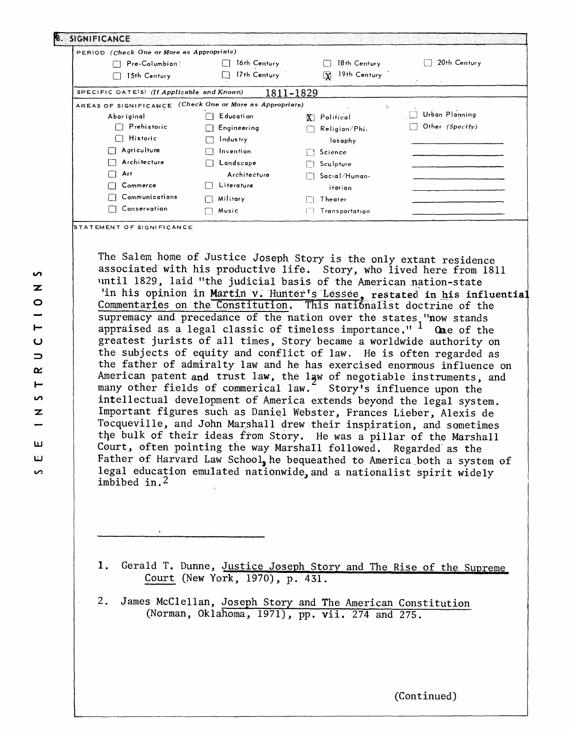## 8. SIGNIFICANCE

**PERIOD** (Check One or More as Appropriate)

| | | | |
|---|---|---|---|
| ☐ Pre-Columbian | ☐ 16th Century | ☐ 18th Century | ☐ 20th Century |
| ☐ 15th Century | ☐ 17th Century | ☒ 19th Century | |

**SPECIFIC DATE(S)** (If Applicable and Known) 1811-1829

**AREAS OF SIGNIFICANCE** (Check One or More as Appropriate)

| | | | |
|---|---|---|---|
| Aboriginal | ☐ Education | ☒ Political | ☐ Urban Planning |
| ☐ Prehistoric | ☐ Engineering | ☐ Religion/Philosophy | ☐ Other (Specify) |
| ☐ Historic | ☐ Industry | ☐ Science | |
| ☐ Agriculture | ☐ Invention | ☐ Sculpture | |
| ☐ Architecture | ☐ Landscape Architecture | ☐ Social/Humanitarian | |
| ☐ Art | ☐ Literature | ☐ Theater | |
| ☐ Commerce | ☐ Military | ☐ Transportation | |
| ☐ Communications | ☐ Music | | |
| ☐ Conservation | | | |

**STATEMENT OF SIGNIFICANCE**

The Salem home of Justice Joseph Story is the only extant residence associated with his productive life. Story, who lived here from 1811 until 1829, laid "the judicial basis of the American nation-state in his opinion in Martin v. Hunter's Lessee, restated in his influential Commentaries on the Constitution. This nationalist doctrine of the supremacy and precedance of the nation over the states "now stands appraised as a legal classic of timeless importance."[1] One of the greatest jurists of all times, Story became a worldwide authority on the subjects of equity and conflict of law. He is often regarded as the father of admiralty law and he has exercised enormous influence on American patent and trust law, the law of negotiable instruments, and many other fields of commerical law.[2] Story's influence upon the intellectual development of America extends beyond the legal system. Important figures such as Daniel Webster, Frances Lieber, Alexis de Tocqueville, and John Marshall drew their inspiration, and sometimes the bulk of their ideas from Story. He was a pillar of the Marshall Court, often pointing the way Marshall followed. Regarded as the Father of Harvard Law School, he bequeathed to America both a system of legal education emulated nationwide, and a nationalist spirit widely imbibed in.[2]

---

1. Gerald T. Dunne, Justice Joseph Story and The Rise of the Supreme Court (New York, 1970), p. 431.

2. James McClellan, Joseph Story and The American Constitution (Norman, Oklahoma, 1971), pp. vii. 274 and 275.

(Continued)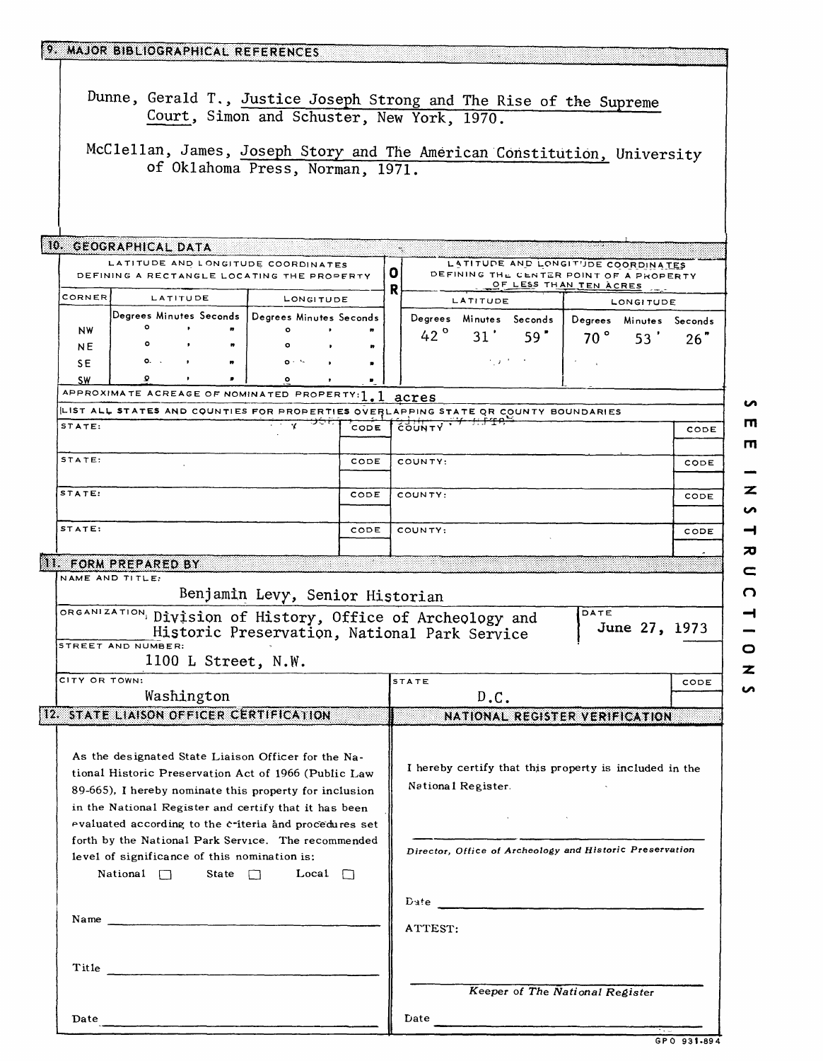## 9. MAJOR BIBLIOGRAPHICAL REFERENCES

Dunne, Gerald T., Justice Joseph Strong and The Rise of the Supreme Court, Simon and Schuster, New York, 1970.

McClellan, James, Joseph Story and The American Constitution, University of Oklahoma Press, Norman, 1971.

## 10. GEOGRAPHICAL DATA

| LATITUDE AND LONGITUDE COORDINATES DEFINING A RECTANGLE LOCATING THE PROPERTY | | | OR | LATITUDE AND LONGITUDE COORDINATES DEFINING THE CENTER POINT OF A PROPERTY OF LESS THAN TEN ACRES | |
|---|---|---|---|---|---|
| CORNER | LATITUDE | LONGITUDE | | LATITUDE | LONGITUDE |
| | Degrees Minutes Seconds | Degrees Minutes Seconds | | Degrees Minutes Seconds | Degrees Minutes Seconds |
| NW | ° ' " | ° ' " | | 42° 31' 59" | 70° 53' 26" |
| NE | ° ' " | ° ' " | | | |
| SE | ° ' " | ° ' " | | | |
| SW | ° ' " | ° ' " | | | |

APPROXIMATE ACREAGE OF NOMINATED PROPERTY: 1.1 acres

LIST ALL STATES AND COUNTIES FOR PROPERTIES OVERLAPPING STATE OR COUNTY BOUNDARIES

| STATE: | CODE | COUNTY: | CODE |
|---|---|---|---|
| STATE: | CODE | COUNTY: | CODE |
| STATE: | CODE | COUNTY: | CODE |
| STATE: | CODE | COUNTY: | CODE |

## 11. FORM PREPARED BY

NAME AND TITLE:
Benjamin Levy, Senior Historian

ORGANIZATION: Division of History, Office of Archeology and Historic Preservation, National Park Service

DATE: June 27, 1973

STREET AND NUMBER:
1100 L Street, N.W.

CITY OR TOWN: Washington

STATE: D.C.

CODE:

## 12. STATE LIAISON OFFICER CERTIFICATION

As the designated State Liaison Officer for the National Historic Preservation Act of 1966 (Public Law 89-665), I hereby nominate this property for inclusion in the National Register and certify that it has been evaluated according to the criteria and procedures set forth by the National Park Service. The recommended level of significance of this nomination is:

National ☐ State ☐ Local ☐

Name ______________________

Title ______________________

Date ______________________

## NATIONAL REGISTER VERIFICATION

I hereby certify that this property is included in the National Register.

______________________

*Director, Office of Archeology and Historic Preservation*

Date ______________________

ATTEST:

______________________

*Keeper of The National Register*

Date ______________________

SEE INSTRUCTIONS

GPO 931-894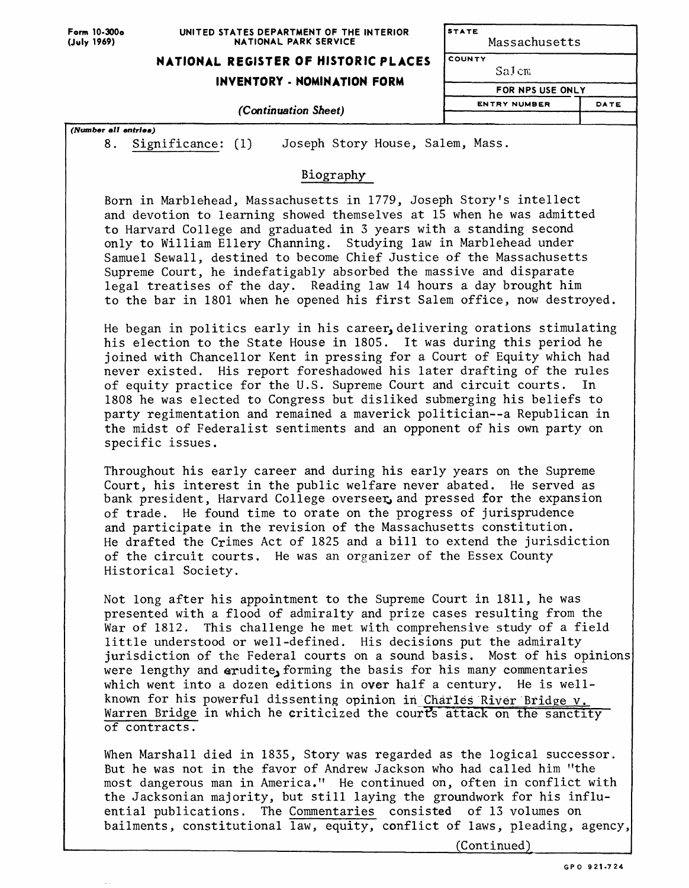Form 10-300a (July 1969)

UNITED STATES DEPARTMENT OF THE INTERIOR
NATIONAL PARK SERVICE

**NATIONAL REGISTER OF HISTORIC PLACES**

**INVENTORY - NOMINATION FORM**

*(Continuation Sheet)*

| STATE | |
|---|---|
| Massachusetts | |
| COUNTY | |
| Salem | |
| FOR NPS USE ONLY | |
| ENTRY NUMBER | DATE |
| | |

*(Number all entries)*

8. Significance: (1) Joseph Story House, Salem, Mass.

## Biography

Born in Marblehead, Massachusetts in 1779, Joseph Story's intellect and devotion to learning showed themselves at 15 when he was admitted to Harvard College and graduated in 3 years with a standing second only to William Ellery Channing. Studying law in Marblehead under Samuel Sewall, destined to become Chief Justice of the Massachusetts Supreme Court, he indefatigably absorbed the massive and disparate legal treatises of the day. Reading law 14 hours a day brought him to the bar in 1801 when he opened his first Salem office, now destroyed.

He began in politics early in his career, delivering orations stimulating his election to the State House in 1805. It was during this period he joined with Chancellor Kent in pressing for a Court of Equity which had never existed. His report foreshadowed his later drafting of the rules of equity practice for the U.S. Supreme Court and circuit courts. In 1808 he was elected to Congress but disliked submerging his beliefs to party regimentation and remained a maverick politician--a Republican in the midst of Federalist sentiments and an opponent of his own party on specific issues.

Throughout his early career and during his early years on the Supreme Court, his interest in the public welfare never abated. He served as bank president, Harvard College overseer, and pressed for the expansion of trade. He found time to orate on the progress of jurisprudence and participate in the revision of the Massachusetts constitution. He drafted the Crimes Act of 1825 and a bill to extend the jurisdiction of the circuit courts. He was an organizer of the Essex County Historical Society.

Not long after his appointment to the Supreme Court in 1811, he was presented with a flood of admiralty and prize cases resulting from the War of 1812. This challenge he met with comprehensive study of a field little understood or well-defined. His decisions put the admiralty jurisdiction of the Federal courts on a sound basis. Most of his opinions were lengthy and erudite, forming the basis for his many commentaries which went into a dozen editions in over half a century. He is well-known for his powerful dissenting opinion in Charles River Bridge v. Warren Bridge in which he criticized the court's attack on the sanctity of contracts.

When Marshall died in 1835, Story was regarded as the logical successor. But he was not in the favor of Andrew Jackson who had called him "the most dangerous man in America." He continued on, often in conflict with the Jacksonian majority, but still laying the groundwork for his influential publications. The Commentaries consisted of 13 volumes on bailments, constitutional law, equity, conflict of laws, pleading, agency,

(Continued)

GPO 921-724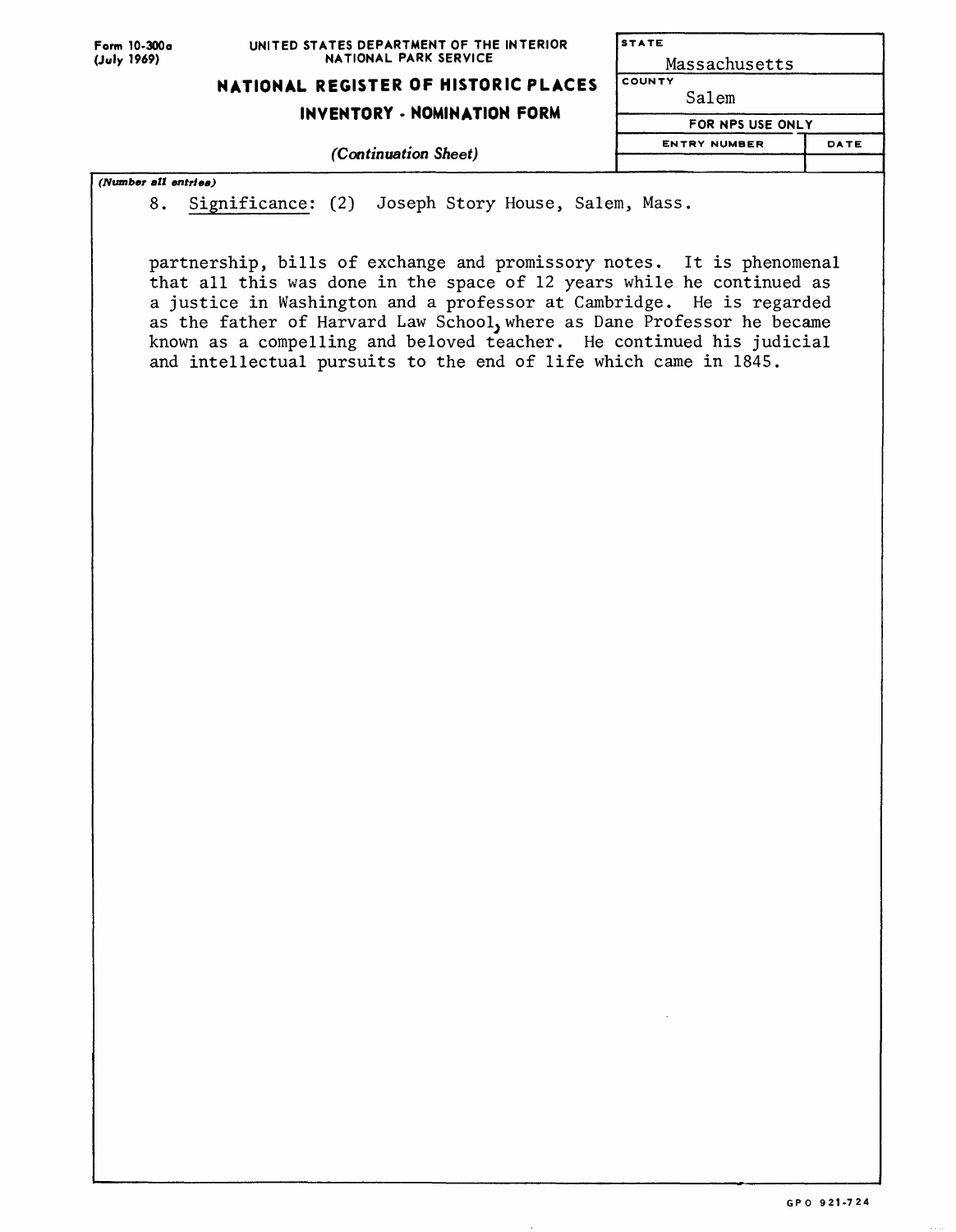Form 10-300a (July 1969)

UNITED STATES DEPARTMENT OF THE INTERIOR
NATIONAL PARK SERVICE

**NATIONAL REGISTER OF HISTORIC PLACES**

**INVENTORY - NOMINATION FORM**

*(Continuation Sheet)*

| STATE | |
|---|---|
| Massachusetts | |
| COUNTY | |
| Salem | |
| FOR NPS USE ONLY | |
| ENTRY NUMBER | DATE |
| | |

*(Number all entries)*

8. Significance: (2) Joseph Story House, Salem, Mass.

partnership, bills of exchange and promissory notes. It is phenomenal that all this was done in the space of 12 years while he continued as a justice in Washington and a professor at Cambridge. He is regarded as the father of Harvard Law School, where as Dane Professor he became known as a compelling and beloved teacher. He continued his judicial and intellectual pursuits to the end of life which came in 1845.

GPO 921-724